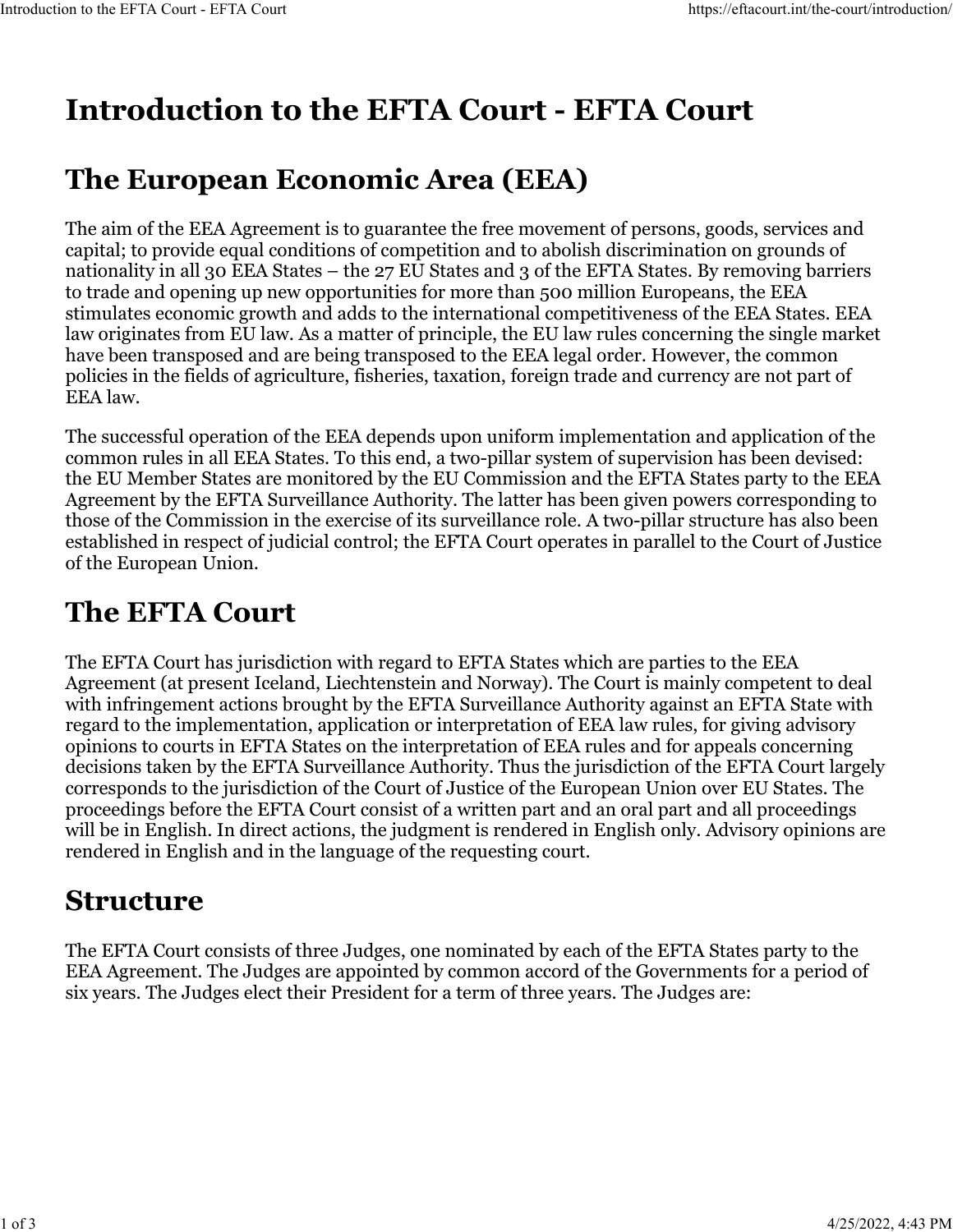# Introduction to the EFTA Court - EFTA Court

## The European Economic Area (EEA)

The aim of the EEA Agreement is to guarantee the free movement of persons, goods, services and capital; to provide equal conditions of competition and to abolish discrimination on grounds of nationality in all 30 EEA States – the 27 EU States and 3 of the EFTA States. By removing barriers to trade and opening up new opportunities for more than 500 million Europeans, the EEA stimulates economic growth and adds to the international competitiveness of the EEA States. EEA law originates from EU law. As a matter of principle, the EU law rules concerning the single market have been transposed and are being transposed to the EEA legal order. However, the common policies in the fields of agriculture, fisheries, taxation, foreign trade and currency are not part of EEA law.

The successful operation of the EEA depends upon uniform implementation and application of the common rules in all EEA States. To this end, a two-pillar system of supervision has been devised: the EU Member States are monitored by the EU Commission and the EFTA States party to the EEA Agreement by the EFTA Surveillance Authority. The latter has been given powers corresponding to those of the Commission in the exercise of its surveillance role. A two-pillar structure has also been established in respect of judicial control; the EFTA Court operates in parallel to the Court of Justice of the European Union.

## The EFTA Court

The EFTA Court has jurisdiction with regard to EFTA States which are parties to the EEA Agreement (at present Iceland, Liechtenstein and Norway). The Court is mainly competent to deal with infringement actions brought by the EFTA Surveillance Authority against an EFTA State with regard to the implementation, application or interpretation of EEA law rules, for giving advisory opinions to courts in EFTA States on the interpretation of EEA rules and for appeals concerning decisions taken by the EFTA Surveillance Authority. Thus the jurisdiction of the EFTA Court largely corresponds to the jurisdiction of the Court of Justice of the European Union over EU States. The proceedings before the EFTA Court consist of a written part and an oral part and all proceedings will be in English. In direct actions, the judgment is rendered in English only. Advisory opinions are rendered in English and in the language of the requesting court.

## Structure

The EFTA Court consists of three Judges, one nominated by each of the EFTA States party to the EEA Agreement. The Judges are appointed by common accord of the Governments for a period of six years. The Judges elect their President for a term of three years. The Judges are: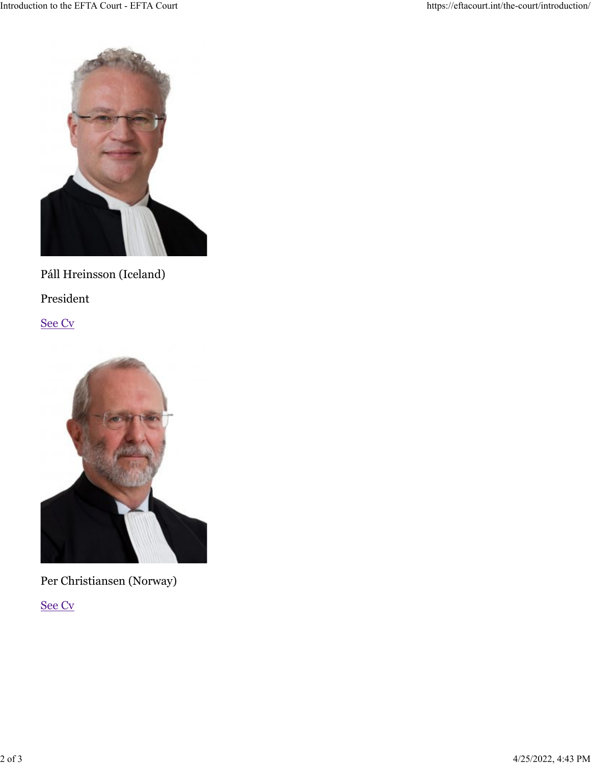Páll Hreinsson (Iceland)

President

[See Cv]

Per Christiansen (Norway)

[See Cv]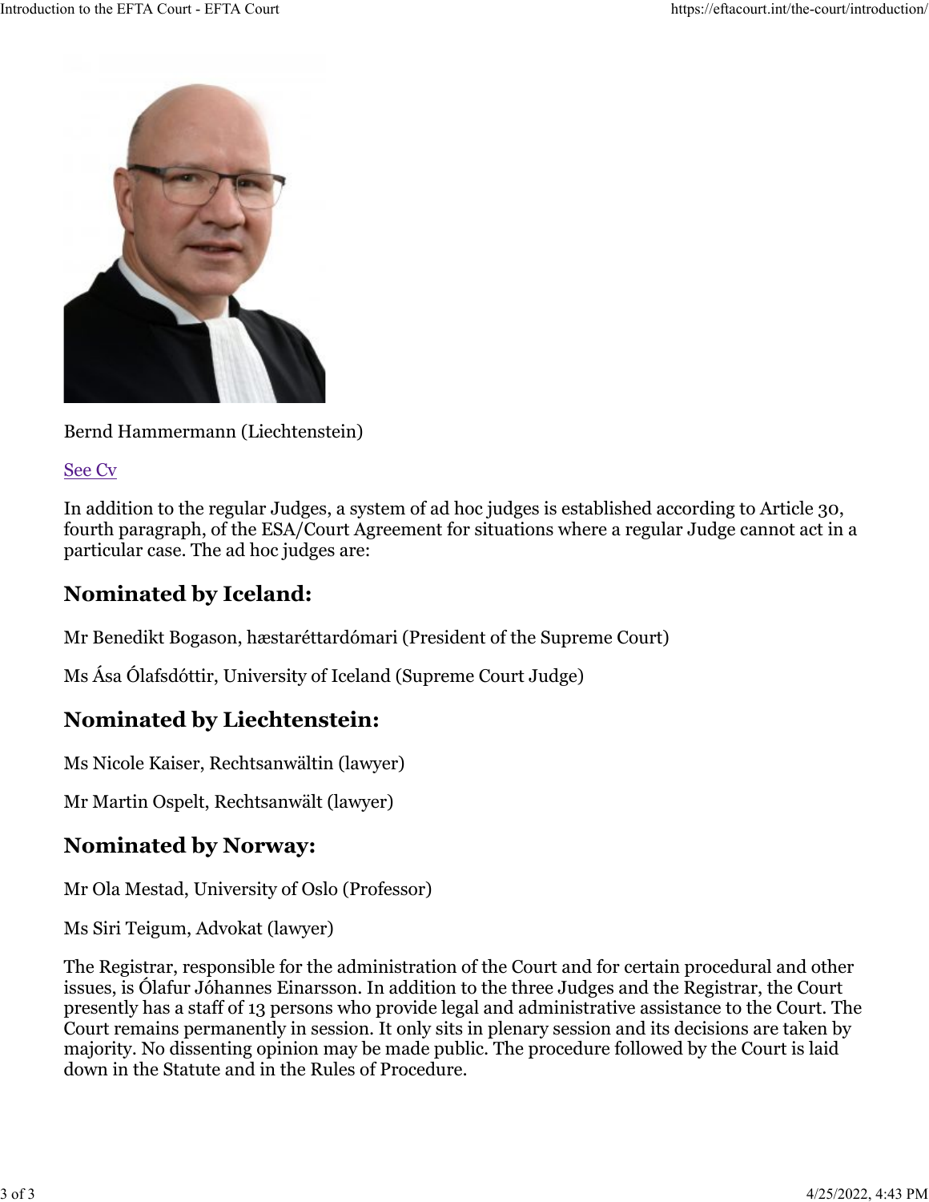Bernd Hammermann (Liechtenstein)

See Cv

In addition to the regular Judges, a system of ad hoc judges is established according to Article 30, fourth paragraph, of the ESA/Court Agreement for situations where a regular Judge cannot act in a particular case. The ad hoc judges are:

## Nominated by Iceland:

Mr Benedikt Bogason, hæstaréttardómari (President of the Supreme Court)

Ms Ása Ólafsdóttir, University of Iceland (Supreme Court Judge)

## Nominated by Liechtenstein:

Ms Nicole Kaiser, Rechtsanwältin (lawyer)

Mr Martin Ospelt, Rechtsanwält (lawyer)

## Nominated by Norway:

Mr Ola Mestad, University of Oslo (Professor)

Ms Siri Teigum, Advokat (lawyer)

The Registrar, responsible for the administration of the Court and for certain procedural and other issues, is Ólafur Jóhannes Einarsson. In addition to the three Judges and the Registrar, the Court presently has a staff of 13 persons who provide legal and administrative assistance to the Court. The Court remains permanently in session. It only sits in plenary session and its decisions are taken by majority. No dissenting opinion may be made public. The procedure followed by the Court is laid down in the Statute and in the Rules of Procedure.